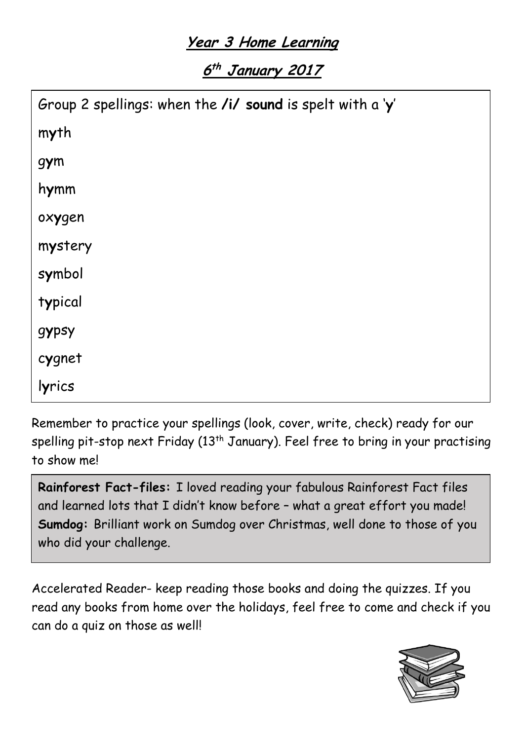# Year 3 Home Learning

## 6th January 2017

Group 2 spellings: when the **/i/ sound** is spelt with a '**y**'

m**y**th

g**y**m

h**y**mm

ox**y**gen

m**y**stery

s**y**mbol

t**y**pical

g**y**psy

c**y**gnet

l**y**rics

Remember to practice your spellings (look, cover, write, check) ready for our spelling pit-stop next Friday (13th January). Feel free to bring in your practising to show me!

**Rainforest Fact-files:** I loved reading your fabulous Rainforest Fact files and learned lots that I didn't know before – what a great effort you made!
**Sumdog:** Brilliant work on Sumdog over Christmas, well done to those of you who did your challenge.

Accelerated Reader- keep reading those books and doing the quizzes. If you read any books from home over the holidays, feel free to come and check if you can do a quiz on those as well!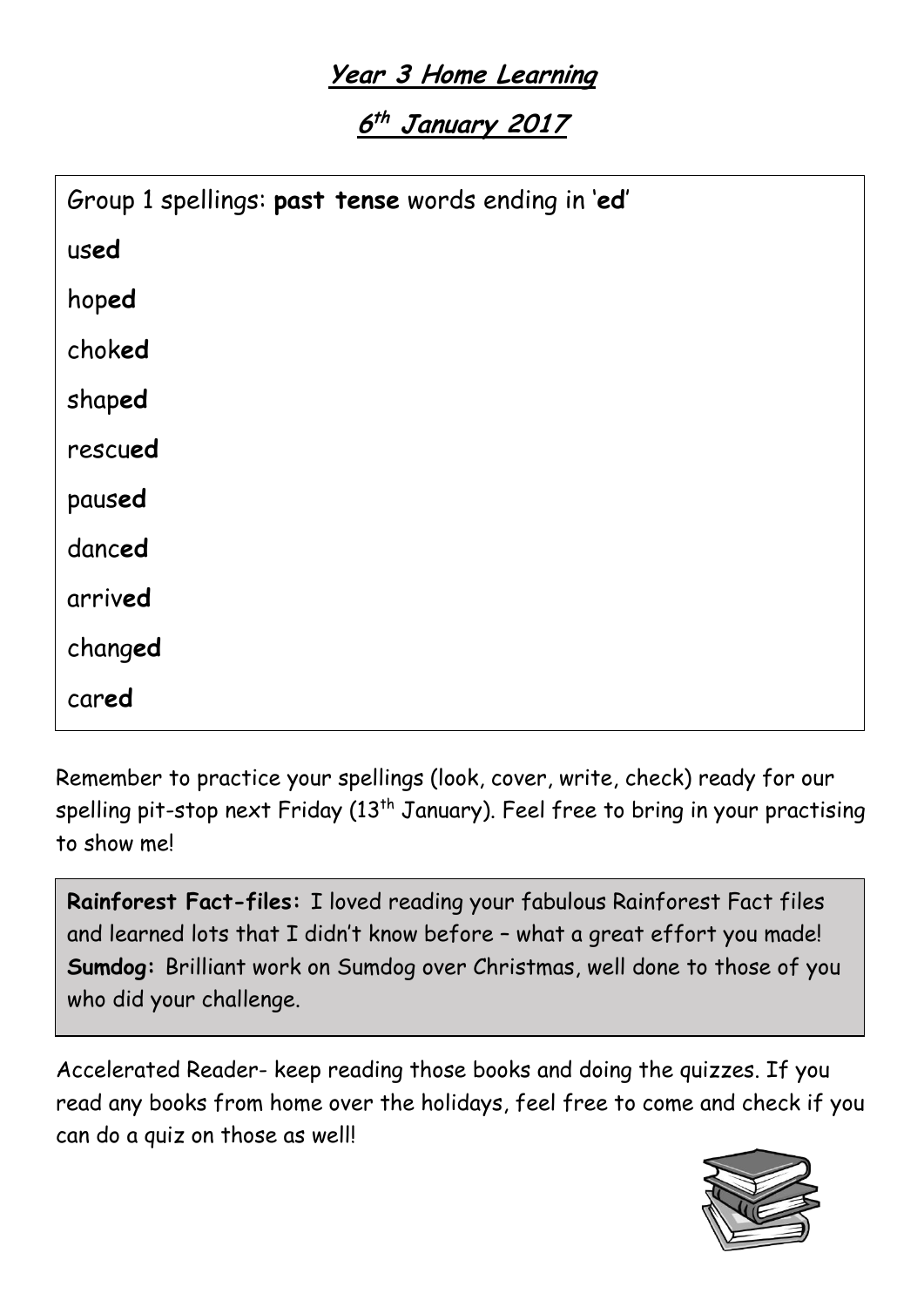# Year 3 Home Learning

## 6th January 2017

Group 1 spellings: **past tense** words ending in '**ed**'

us**ed**

hop**ed**

chok**ed**

shap**ed**

rescu**ed**

paus**ed**

danc**ed**

arriv**ed**

chang**ed**

car**ed**

Remember to practice your spellings (look, cover, write, check) ready for our spelling pit-stop next Friday (13th January). Feel free to bring in your practising to show me!

**Rainforest Fact-files:** I loved reading your fabulous Rainforest Fact files and learned lots that I didn't know before – what a great effort you made! **Sumdog:** Brilliant work on Sumdog over Christmas, well done to those of you who did your challenge.

Accelerated Reader- keep reading those books and doing the quizzes. If you read any books from home over the holidays, feel free to come and check if you can do a quiz on those as well!